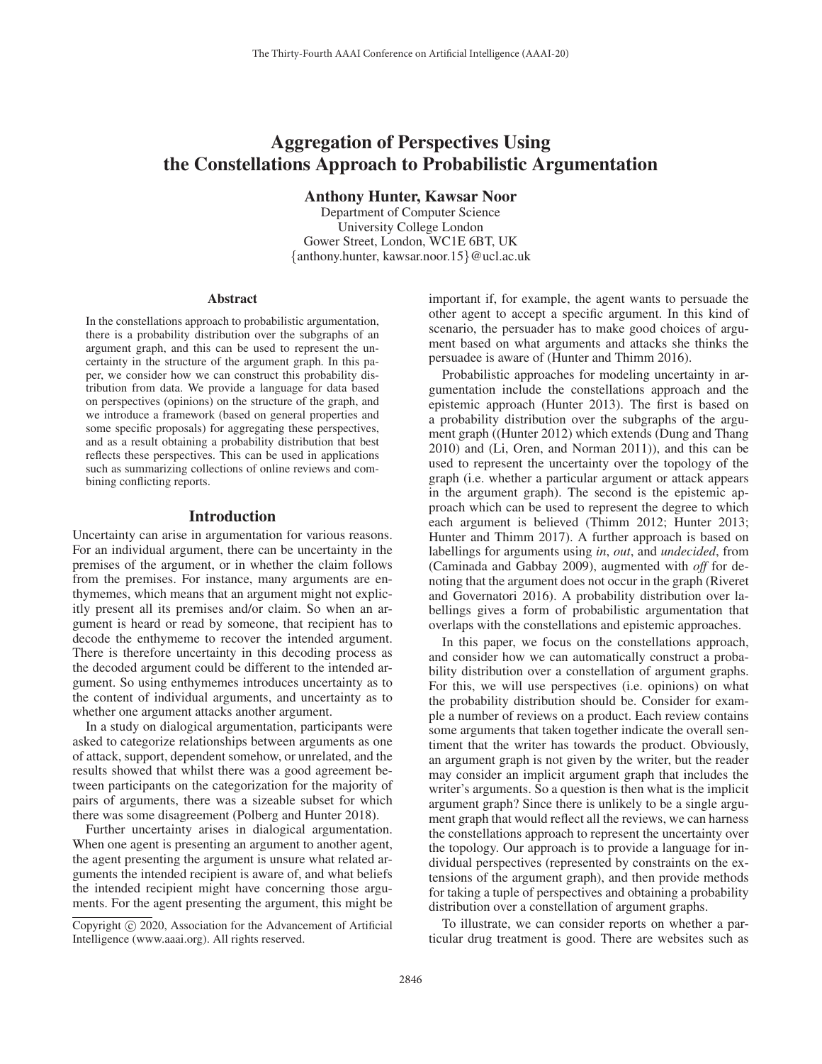# Aggregation of Perspectives Using the Constellations Approach to Probabilistic Argumentation

**Anthony Hunter, Kawsar Noor**

Department of Computer Science
University College London
Gower Street, London, WC1E 6BT, UK
{anthony.hunter, kawsar.noor.15}@ucl.ac.uk

### Abstract

In the constellations approach to probabilistic argumentation, there is a probability distribution over the subgraphs of an argument graph, and this can be used to represent the uncertainty in the structure of the argument graph. In this paper, we consider how we can construct this probability distribution from data. We provide a language for data based on perspectives (opinions) on the structure of the graph, and we introduce a framework (based on general properties and some specific proposals) for aggregating these perspectives, and as a result obtaining a probability distribution that best reflects these perspectives. This can be used in applications such as summarizing collections of online reviews and combining conflicting reports.

## Introduction

Uncertainty can arise in argumentation for various reasons. For an individual argument, there can be uncertainty in the premises of the argument, or in whether the claim follows from the premises. For instance, many arguments are enthymemes, which means that an argument might not explicitly present all its premises and/or claim. So when an argument is heard or read by someone, that recipient has to decode the enthymeme to recover the intended argument. There is therefore uncertainty in this decoding process as the decoded argument could be different to the intended argument. So using enthymemes introduces uncertainty as to the content of individual arguments, and uncertainty as to whether one argument attacks another argument.

In a study on dialogical argumentation, participants were asked to categorize relationships between arguments as one of attack, support, dependent somehow, or unrelated, and the results showed that whilst there was a good agreement between participants on the categorization for the majority of pairs of arguments, there was a sizeable subset for which there was some disagreement (Polberg and Hunter 2018).

Further uncertainty arises in dialogical argumentation. When one agent is presenting an argument to another agent, the agent presenting the argument is unsure what related arguments the intended recipient is aware of, and what beliefs the intended recipient might have concerning those arguments. For the agent presenting the argument, this might be important if, for example, the agent wants to persuade the other agent to accept a specific argument. In this kind of scenario, the persuader has to make good choices of argument based on what arguments and attacks she thinks the persuadee is aware of (Hunter and Thimm 2016).

Probabilistic approaches for modeling uncertainty in argumentation include the constellations approach and the epistemic approach (Hunter 2013). The first is based on a probability distribution over the subgraphs of the argument graph ((Hunter 2012) which extends (Dung and Thang 2010) and (Li, Oren, and Norman 2011)), and this can be used to represent the uncertainty over the topology of the graph (i.e. whether a particular argument or attack appears in the argument graph). The second is the epistemic approach which can be used to represent the degree to which each argument is believed (Thimm 2012; Hunter 2013; Hunter and Thimm 2017). A further approach is based on labellings for arguments using *in*, *out*, and *undecided*, from (Caminada and Gabbay 2009), augmented with *off* for denoting that the argument does not occur in the graph (Riveret and Governatori 2016). A probability distribution over labellings gives a form of probabilistic argumentation that overlaps with the constellations and epistemic approaches.

In this paper, we focus on the constellations approach, and consider how we can automatically construct a probability distribution over a constellation of argument graphs. For this, we will use perspectives (i.e. opinions) on what the probability distribution should be. Consider for example a number of reviews on a product. Each review contains some arguments that taken together indicate the overall sentiment that the writer has towards the product. Obviously, an argument graph is not given by the writer, but the reader may consider an implicit argument graph that includes the writer's arguments. So a question is then what is the implicit argument graph? Since there is unlikely to be a single argument graph that would reflect all the reviews, we can harness the constellations approach to represent the uncertainty over the topology. Our approach is to provide a language for individual perspectives (represented by constraints on the extensions of the argument graph), and then provide methods for taking a tuple of perspectives and obtaining a probability distribution over a constellation of argument graphs.

To illustrate, we can consider reports on whether a particular drug treatment is good. There are websites such as

Copyright © 2020, Association for the Advancement of Artificial Intelligence (www.aaai.org). All rights reserved.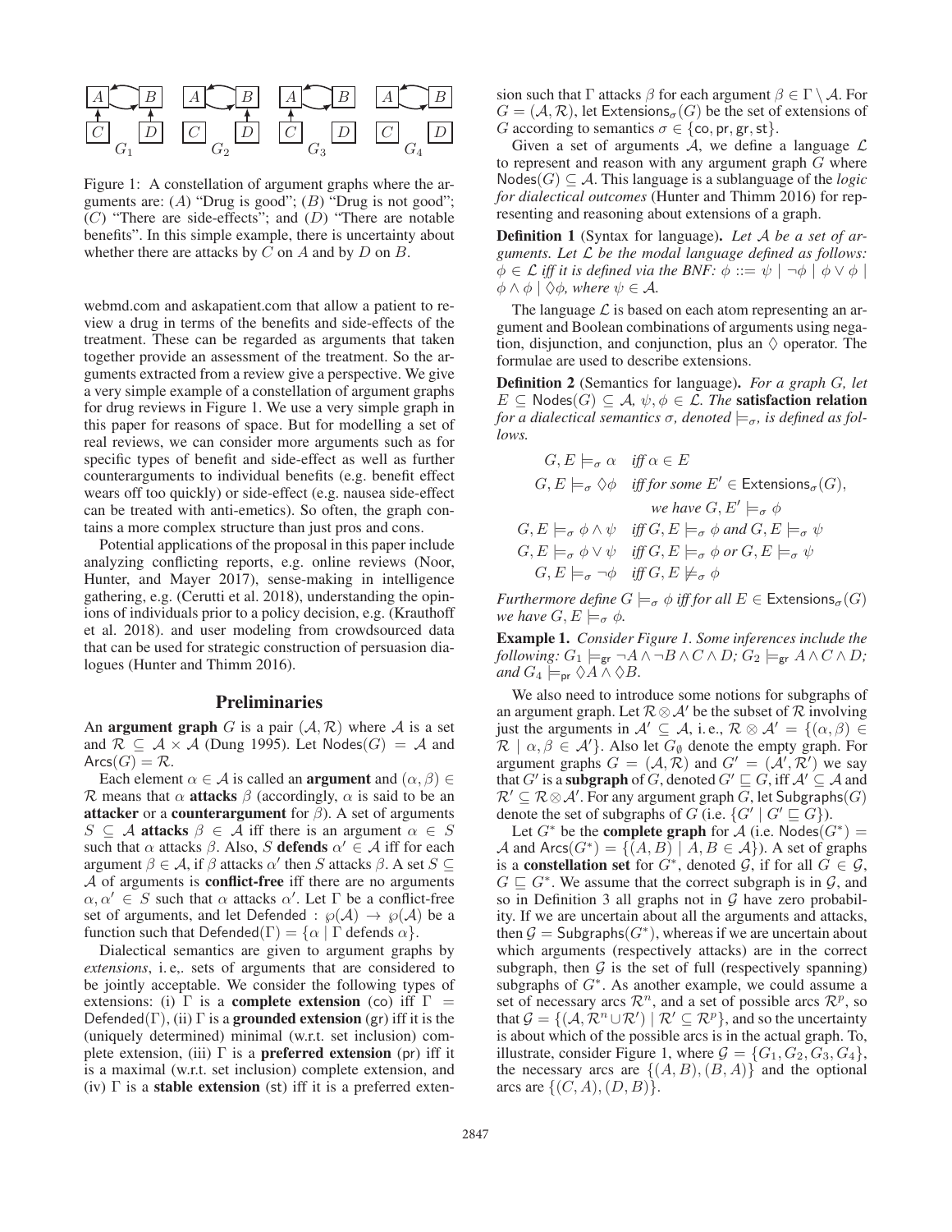Figure 1: A constellation of argument graphs where the arguments are: ($A$) "Drug is good"; ($B$) "Drug is not good"; ($C$) "There are side-effects"; and ($D$) "There are notable benefits". In this simple example, there is uncertainty about whether there are attacks by $C$ on $A$ and by $D$ on $B$.

webmd.com and askapatient.com that allow a patient to review a drug in terms of the benefits and side-effects of the treatment. These can be regarded as arguments that taken together provide an assessment of the treatment. So the arguments extracted from a review give a perspective. We give a very simple example of a constellation of argument graphs for drug reviews in Figure 1. We use a very simple graph in this paper for reasons of space. But for modelling a set of real reviews, we can consider more arguments such as for specific types of benefit and side-effect as well as further counterarguments to individual benefits (e.g. benefit effect wears off too quickly) or side-effect (e.g. nausea side-effect can be treated with anti-emetics). So often, the graph contains a more complex structure than just pros and cons.

Potential applications of the proposal in this paper include analyzing conflicting reports, e.g. online reviews (Noor, Hunter, and Mayer 2017), sense-making in intelligence gathering, e.g. (Cerutti et al. 2018), understanding the opinions of individuals prior to a policy decision, e.g. (Krauthoff et al. 2018). and user modeling from crowdsourced data that can be used for strategic construction of persuasion dialogues (Hunter and Thimm 2016).

## Preliminaries

An **argument graph** $G$ is a pair $(\mathcal{A}, \mathcal{R})$ where $\mathcal{A}$ is a set and $\mathcal{R} \subseteq \mathcal{A} \times \mathcal{A}$ (Dung 1995). Let $\mathsf{Nodes}(G) = \mathcal{A}$ and $\mathsf{Arcs}(G) = \mathcal{R}$.

Each element $\alpha \in \mathcal{A}$ is called an **argument** and $(\alpha, \beta) \in \mathcal{R}$ means that $\alpha$ **attacks** $\beta$ (accordingly, $\alpha$ is said to be an **attacker** or a **counterargument** for $\beta$). A set of arguments $S \subseteq \mathcal{A}$ **attacks** $\beta \in \mathcal{A}$ iff there is an argument $\alpha \in S$ such that $\alpha$ attacks $\beta$. Also, $S$ **defends** $\alpha' \in \mathcal{A}$ iff for each argument $\beta \in \mathcal{A}$, if $\beta$ attacks $\alpha'$ then $S$ attacks $\beta$. A set $S \subseteq \mathcal{A}$ of arguments is **conflict-free** iff there are no arguments $\alpha, \alpha' \in S$ such that $\alpha$ attacks $\alpha'$. Let $\Gamma$ be a conflict-free set of arguments, and let $\mathsf{Defended} : \wp(\mathcal{A}) \rightarrow \wp(\mathcal{A})$ be a function such that $\mathsf{Defended}(\Gamma) = \{\alpha \mid \Gamma \text{ defends } \alpha\}$.

Dialectical semantics are given to argument graphs by *extensions*, i. e,. sets of arguments that are considered to be jointly acceptable. We consider the following types of extensions: (i) $\Gamma$ is a **complete extension** (co) iff $\Gamma = \mathsf{Defended}(\Gamma)$, (ii) $\Gamma$ is a **grounded extension** (gr) iff it is the (uniquely determined) minimal (w.r.t. set inclusion) complete extension, (iii) $\Gamma$ is a **preferred extension** (pr) iff it is a maximal (w.r.t. set inclusion) complete extension, and (iv) $\Gamma$ is a **stable extension** (st) iff it is a preferred extension such that $\Gamma$ attacks $\beta$ for each argument $\beta \in \Gamma \setminus \mathcal{A}$. For $G = (\mathcal{A}, \mathcal{R})$, let $\mathsf{Extensions}_\sigma(G)$ be the set of extensions of $G$ according to semantics $\sigma \in \{\mathsf{co}, \mathsf{pr}, \mathsf{gr}, \mathsf{st}\}$.

Given a set of arguments $\mathcal{A}$, we define a language $\mathcal{L}$ to represent and reason with any argument graph $G$ where $\mathsf{Nodes}(G) \subseteq \mathcal{A}$. This language is a sublanguage of the *logic for dialectical outcomes* (Hunter and Thimm 2016) for representing and reasoning about extensions of a graph.

**Definition 1** (Syntax for language)**.** *Let $\mathcal{A}$ be a set of arguments. Let $\mathcal{L}$ be the modal language defined as follows: $\phi \in \mathcal{L}$ iff it is defined via the BNF: $\phi ::= \psi \mid \neg\phi \mid \phi \vee \phi \mid \phi \wedge \phi \mid \Diamond\phi$, where $\psi \in \mathcal{A}$.*

The language $\mathcal{L}$ is based on each atom representing an argument and Boolean combinations of arguments using negation, disjunction, and conjunction, plus an $\Diamond$ operator. The formulae are used to describe extensions.

**Definition 2** (Semantics for language)**.** *For a graph $G$, let $E \subseteq \mathsf{Nodes}(G) \subseteq \mathcal{A}$, $\psi, \phi \in \mathcal{L}$. The* **satisfaction relation** *for a dialectical semantics $\sigma$, denoted $\models_\sigma$, is defined as follows.*

$$G, E \models_\sigma \alpha \quad \text{iff } \alpha \in E$$

$$G, E \models_\sigma \Diamond\phi \quad \text{iff for some } E' \in \mathsf{Extensions}_\sigma(G), \text{ we have } G, E' \models_\sigma \phi$$

$$G, E \models_\sigma \phi \wedge \psi \quad \text{iff } G, E \models_\sigma \phi \text{ and } G, E \models_\sigma \psi$$

$$G, E \models_\sigma \phi \vee \psi \quad \text{iff } G, E \models_\sigma \phi \text{ or } G, E \models_\sigma \psi$$

$$G, E \models_\sigma \neg\phi \quad \text{iff } G, E \not\models_\sigma \phi$$

*Furthermore define $G \models_\sigma \phi$ iff for all $E \in \mathsf{Extensions}_\sigma(G)$ we have $G, E \models_\sigma \phi$.*

**Example 1.** *Consider Figure 1. Some inferences include the following: $G_1 \models_{\mathsf{gr}} \neg A \wedge \neg B \wedge C \wedge D$; $G_2 \models_{\mathsf{gr}} A \wedge C \wedge D$; and $G_4 \models_{\mathsf{pr}} \Diamond A \wedge \Diamond B$.*

We also need to introduce some notions for subgraphs of an argument graph. Let $\mathcal{R} \otimes \mathcal{A}'$ be the subset of $\mathcal{R}$ involving just the arguments in $\mathcal{A}' \subseteq \mathcal{A}$, i. e., $\mathcal{R} \otimes \mathcal{A}' = \{(\alpha, \beta) \in \mathcal{R} \mid \alpha, \beta \in \mathcal{A}'\}$. Also let $G_\emptyset$ denote the empty graph. For argument graphs $G = (\mathcal{A}, \mathcal{R})$ and $G' = (\mathcal{A}', \mathcal{R}')$ we say that $G'$ is a **subgraph** of $G$, denoted $G' \sqsubseteq G$, iff $\mathcal{A}' \subseteq \mathcal{A}$ and $\mathcal{R}' \subseteq \mathcal{R} \otimes \mathcal{A}'$. For any argument graph $G$, let $\mathsf{Subgraphs}(G)$ denote the set of subgraphs of $G$ (i.e. $\{G' \mid G' \sqsubseteq G\}$).

Let $G^*$ be the **complete graph** for $\mathcal{A}$ (i.e. $\mathsf{Nodes}(G^*) = \mathcal{A}$ and $\mathsf{Arcs}(G^*) = \{(A, B) \mid A, B \in \mathcal{A}\}$). A set of graphs is a **constellation set** for $G^*$, denoted $\mathcal{G}$, if for all $G \in \mathcal{G}$, $G \sqsubseteq G^*$. We assume that the correct subgraph is in $\mathcal{G}$, and so in Definition 3 all graphs not in $\mathcal{G}$ have zero probability. If we are uncertain about all the arguments and attacks, then $\mathcal{G} = \mathsf{Subgraphs}(G^*)$, whereas if we are uncertain about which arguments (respectively attacks) are in the correct subgraph, then $\mathcal{G}$ is the set of full (respectively spanning) subgraphs of $G^*$. As another example, we could assume a set of necessary arcs $\mathcal{R}^n$, and a set of possible arcs $\mathcal{R}^p$, so that $\mathcal{G} = \{(\mathcal{A}, \mathcal{R}^n \cup \mathcal{R}') \mid \mathcal{R}' \subseteq \mathcal{R}^p\}$, and so the uncertainty is about which of the possible arcs is in the actual graph. To, illustrate, consider Figure 1, where $\mathcal{G} = \{G_1, G_2, G_3, G_4\}$, the necessary arcs are $\{(A, B), (B, A)\}$ and the optional arcs are $\{(C, A), (D, B)\}$.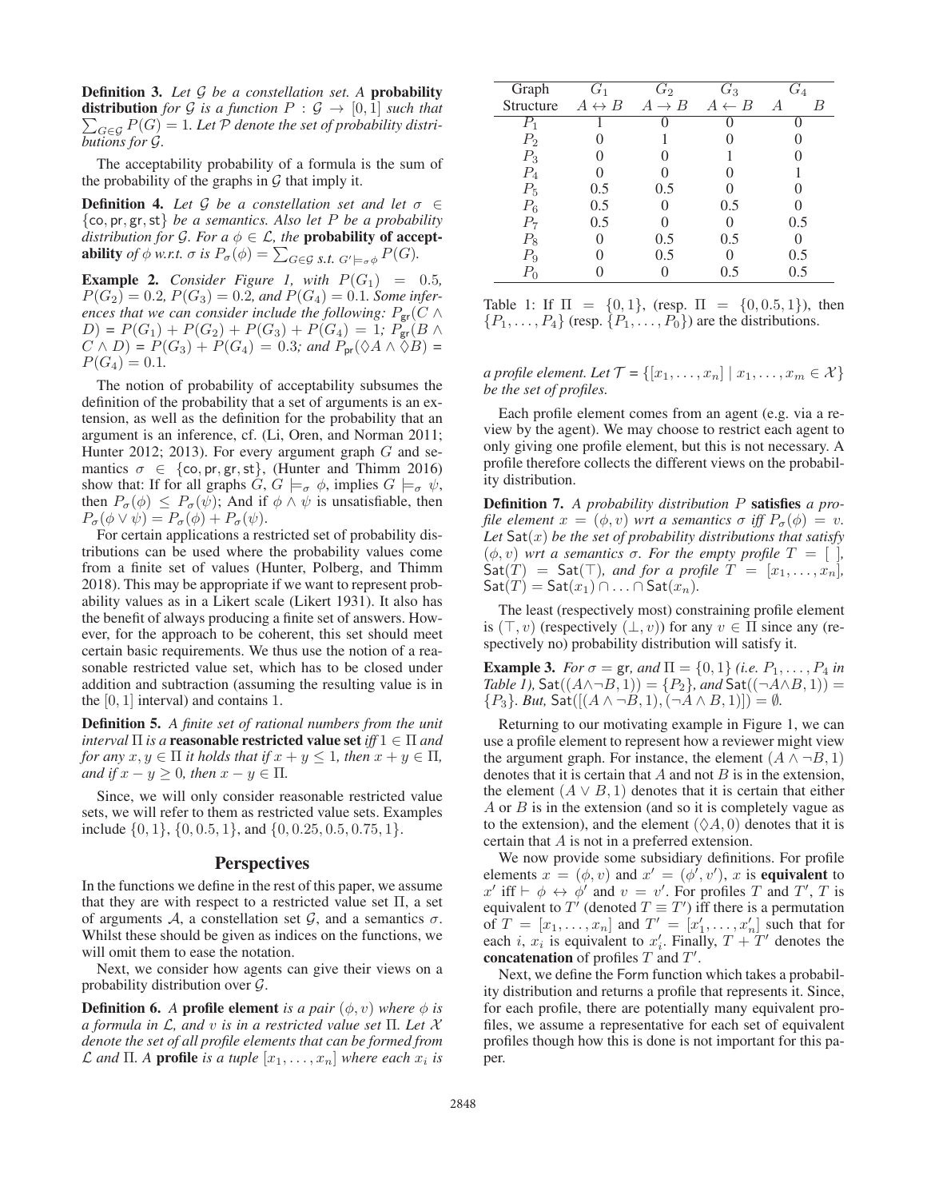**Definition 3.** *Let $\mathcal{G}$ be a constellation set. A* **probability distribution** *for $\mathcal{G}$ is a function $P : \mathcal{G} \to [0, 1]$ such that $\sum_{G \in \mathcal{G}} P(G) = 1$. Let $\mathcal{P}$ denote the set of probability distributions for $\mathcal{G}$.*

The acceptability probability of a formula is the sum of the probability of the graphs in $\mathcal{G}$ that imply it.

**Definition 4.** *Let $\mathcal{G}$ be a constellation set and let $\sigma \in \{\mathsf{co}, \mathsf{pr}, \mathsf{gr}, \mathsf{st}\}$ be a semantics. Also let $P$ be a probability distribution for $\mathcal{G}$. For a $\phi \in \mathcal{L}$, the* **probability of acceptability** *of $\phi$ w.r.t. $\sigma$ is $P_\sigma(\phi) = \sum_{G \in \mathcal{G} \text{ s.t. } G' \models_\sigma \phi} P(G)$.*

**Example 2.** *Consider Figure 1, with $P(G_1) = 0.5$, $P(G_2) = 0.2$, $P(G_3) = 0.2$, and $P(G_4) = 0.1$. Some inferences that we can consider include the following: $P_{\mathsf{gr}}(C \wedge D) = P(G_1) + P(G_2) + P(G_3) + P(G_4) = 1$; $P_{\mathsf{gr}}(B \wedge C \wedge D) = P(G_3) + P(G_4) = 0.3$; and $P_{\mathsf{pr}}(\Diamond A \wedge \Diamond B) = P(G_4) = 0.1$.*

The notion of probability of acceptability subsumes the definition of the probability that a set of arguments is an extension, as well as the definition for the probability that an argument is an inference, cf. (Li, Oren, and Norman 2011; Hunter 2012; 2013). For every argument graph $G$ and semantics $\sigma \in \{\mathsf{co}, \mathsf{pr}, \mathsf{gr}, \mathsf{st}\}$, (Hunter and Thimm 2016) show that: If for all graphs $G$, $G \models_\sigma \phi$, implies $G \models_\sigma \psi$, then $P_\sigma(\phi) \leq P_\sigma(\psi)$; And if $\phi \wedge \psi$ is unsatisfiable, then $P_\sigma(\phi \vee \psi) = P_\sigma(\phi) + P_\sigma(\psi)$.

For certain applications a restricted set of probability distributions can be used where the probability values come from a finite set of values (Hunter, Polberg, and Thimm 2018). This may be appropriate if we want to represent probability values as in a Likert scale (Likert 1931). It also has the benefit of always producing a finite set of answers. However, for the approach to be coherent, this set should meet certain basic requirements. We thus use the notion of a reasonable restricted value set, which has to be closed under addition and subtraction (assuming the resulting value is in the $[0, 1]$ interval) and contains 1.

**Definition 5.** *A finite set of rational numbers from the unit interval $\Pi$ is a* **reasonable restricted value set** *iff $1 \in \Pi$ and for any $x, y \in \Pi$ it holds that if $x + y \leq 1$, then $x + y \in \Pi$, and if $x - y \geq 0$, then $x - y \in \Pi$.*

Since, we will only consider reasonable restricted value sets, we will refer to them as restricted value sets. Examples include $\{0, 1\}$, $\{0, 0.5, 1\}$, and $\{0, 0.25, 0.5, 0.75, 1\}$.

## Perspectives

In the functions we define in the rest of this paper, we assume that they are with respect to a restricted value set $\Pi$, a set of arguments $\mathcal{A}$, a constellation set $\mathcal{G}$, and a semantics $\sigma$. Whilst these should be given as indices on the functions, we will omit them to ease the notation.

Next, we consider how agents can give their views on a probability distribution over $\mathcal{G}$.

**Definition 6.** *A* **profile element** *is a pair $(\phi, v)$ where $\phi$ is a formula in $\mathcal{L}$, and $v$ is in a restricted value set $\Pi$. Let $\mathcal{X}$ denote the set of all profile elements that can be formed from $\mathcal{L}$ and $\Pi$. A* **profile** *is a tuple $[x_1, \ldots, x_n]$ where each $x_i$ is a profile element. Let $\mathcal{T} = \{[x_1, \ldots, x_n] \mid x_1, \ldots, x_m \in \mathcal{X}\}$ be the set of profiles.*

| Graph Structure | $G_1$ $A \leftrightarrow B$ | $G_2$ $A \rightarrow B$ | $G_3$ $A \leftarrow B$ | $G_4$ $A$ $B$ |
|---|---|---|---|---|
| $P_1$ | 1 | 0 | 0 | 0 |
| $P_2$ | 0 | 1 | 0 | 0 |
| $P_3$ | 0 | 0 | 1 | 0 |
| $P_4$ | 0 | 0 | 0 | 1 |
| $P_5$ | 0.5 | 0.5 | 0 | 0 |
| $P_6$ | 0.5 | 0 | 0.5 | 0 |
| $P_7$ | 0.5 | 0 | 0 | 0.5 |
| $P_8$ | 0 | 0.5 | 0.5 | 0 |
| $P_9$ | 0 | 0.5 | 0 | 0.5 |
| $P_0$ | 0 | 0 | 0.5 | 0.5 |

Table 1: If $\Pi = \{0, 1\}$, (resp. $\Pi = \{0, 0.5, 1\}$), then $\{P_1, \ldots, P_4\}$ (resp. $\{P_1, \ldots, P_0\}$) are the distributions.

Each profile element comes from an agent (e.g. via a review by the agent). We may choose to restrict each agent to only giving one profile element, but this is not necessary. A profile therefore collects the different views on the probability distribution.

**Definition 7.** *A probability distribution $P$* **satisfies** *a profile element $x = (\phi, v)$ wrt a semantics $\sigma$ iff $P_\sigma(\phi) = v$. Let $\mathsf{Sat}(x)$ be the set of probability distributions that satisfy $(\phi, v)$ wrt a semantics $\sigma$. For the empty profile $T = [\ ]$, $\mathsf{Sat}(T) = \mathsf{Sat}(\top)$, and for a profile $T = [x_1, \ldots, x_n]$, $\mathsf{Sat}(T) = \mathsf{Sat}(x_1) \cap \ldots \cap \mathsf{Sat}(x_n)$.*

The least (respectively most) constraining profile element is $(\top, v)$ (respectively $(\bot, v)$) for any $v \in \Pi$ since any (respectively no) probability distribution will satisfy it.

**Example 3.** *For $\sigma = \mathsf{gr}$, and $\Pi = \{0, 1\}$ (i.e. $P_1, \ldots, P_4$ in Table 1), $\mathsf{Sat}((A \wedge \neg B, 1)) = \{P_2\}$, and $\mathsf{Sat}((\neg A \wedge B, 1)) = \{P_3\}$. But, $\mathsf{Sat}([(A \wedge \neg B, 1), (\neg A \wedge B, 1)]) = \emptyset$.*

Returning to our motivating example in Figure 1, we can use a profile element to represent how a reviewer might view the argument graph. For instance, the element $(A \wedge \neg B, 1)$ denotes that it is certain that $A$ and not $B$ is in the extension, the element $(A \vee B, 1)$ denotes that it is certain that either $A$ or $B$ is in the extension (and so it is completely vague as to the extension), and the element $(\Diamond A, 0)$ denotes that it is certain that $A$ is not in a preferred extension.

We now provide some subsidiary definitions. For profile elements $x = (\phi, v)$ and $x' = (\phi', v')$, $x$ is **equivalent** to $x'$ iff $\vdash \phi \leftrightarrow \phi'$ and $v = v'$. For profiles $T$ and $T'$, $T$ is equivalent to $T'$ (denoted $T \equiv T'$) iff there is a permutation of $T = [x_1, \ldots, x_n]$ and $T' = [x'_1, \ldots, x'_n]$ such that for each $i$, $x_i$ is equivalent to $x'_i$. Finally, $T + T'$ denotes the **concatenation** of profiles $T$ and $T'$.

Next, we define the $\mathsf{Form}$ function which takes a probability distribution and returns a profile that represents it. Since, for each profile, there are potentially many equivalent profiles, we assume a representative for each set of equivalent profiles though how this is done is not important for this paper.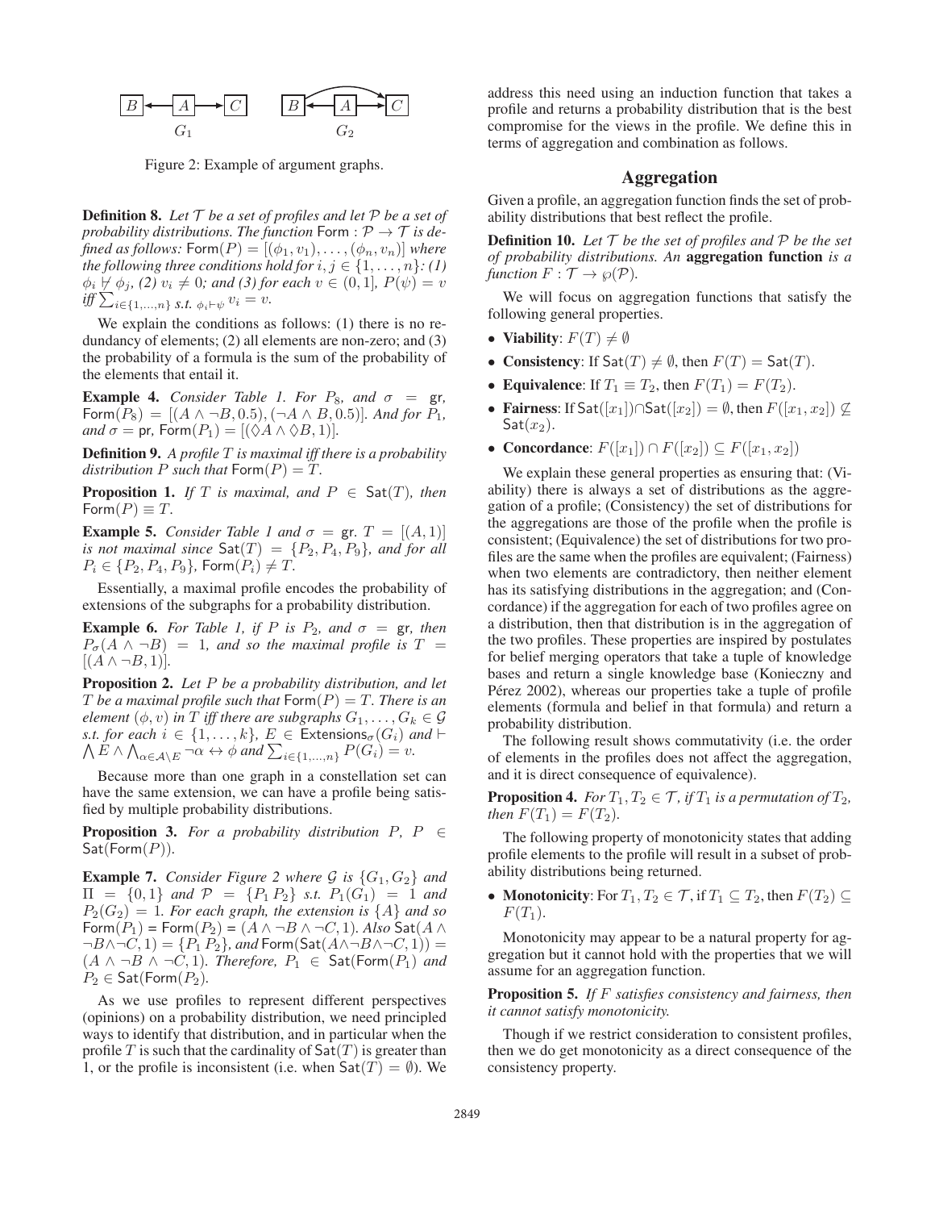Figure 2: Example of argument graphs.

**Definition 8.** *Let $\mathcal{T}$ be a set of profiles and let $\mathcal{P}$ be a set of probability distributions. The function* $\mathsf{Form} : \mathcal{P} \rightarrow \mathcal{T}$ *is defined as follows:* $\mathsf{Form}(P) = [(\phi_1, v_1), \ldots, (\phi_n, v_n)]$ *where the following three conditions hold for* $i, j \in \{1, \ldots, n\}$*: (1)* $\phi_i \not\vdash \phi_j$*, (2)* $v_i \neq 0$*; and (3) for each* $v \in (0, 1]$*,* $P(\psi) = v$ *iff* $\sum_{i \in \{1,\ldots,n\} \text{ s.t. } \phi_i \vdash \psi} v_i = v$*.*

We explain the conditions as follows: (1) there is no redundancy of elements; (2) all elements are non-zero; and (3) the probability of a formula is the sum of the probability of the elements that entail it.

**Example 4.** *Consider Table 1. For $P_8$, and $\sigma$ = gr,* $\mathsf{Form}(P_8) = [(A \wedge \neg B, 0.5), (\neg A \wedge B, 0.5)]$*. And for $P_1$, and $\sigma$ = pr,* $\mathsf{Form}(P_1) = [(\Diamond A \wedge \Diamond B, 1)]$*.*

**Definition 9.** *A profile $T$ is maximal iff there is a probability distribution $P$ such that* $\mathsf{Form}(P) = T$*.*

**Proposition 1.** *If $T$ is maximal, and* $P \in \mathsf{Sat}(T)$*, then* $\mathsf{Form}(P) \equiv T$*.*

**Example 5.** *Consider Table 1 and $\sigma$ = gr.* $T = [(A, 1)]$ *is not maximal since* $\mathsf{Sat}(T) = \{P_2, P_4, P_9\}$*, and for all* $P_i \in \{P_2, P_4, P_9\}$*,* $\mathsf{Form}(P_i) \neq T$*.*

Essentially, a maximal profile encodes the probability of extensions of the subgraphs for a probability distribution.

**Example 6.** *For Table 1, if $P$ is $P_2$, and $\sigma$ = gr, then* $P_\sigma(A \wedge \neg B) = 1$*, and so the maximal profile is* $T = [(A \wedge \neg B, 1)]$*.*

**Proposition 2.** *Let $P$ be a probability distribution, and let $T$ be a maximal profile such that* $\mathsf{Form}(P) = T$*. There is an element $(\phi, v)$ in $T$ iff there are subgraphs* $G_1, \ldots, G_k \in \mathcal{G}$ *s.t. for each* $i \in \{1, \ldots, k\}$*,* $E \in \mathsf{Extensions}_\sigma(G_i)$ *and* $\vdash \bigwedge E \wedge \bigwedge_{\alpha \in \mathcal{A} \setminus E} \neg\alpha \leftrightarrow \phi$ *and* $\sum_{i \in \{1,\ldots,n\}} P(G_i) = v$*.*

Because more than one graph in a constellation set can have the same extension, we can have a profile being satisfied by multiple probability distributions.

**Proposition 3.** *For a probability distribution $P$,* $P \in \mathsf{Sat}(\mathsf{Form}(P))$*.*

**Example 7.** *Consider Figure 2 where $\mathcal{G}$ is $\{G_1, G_2\}$ and* $\Pi = \{0, 1\}$ *and* $\mathcal{P} = \{P_1 P_2\}$ *s.t.* $P_1(G_1) = 1$ *and* $P_2(G_2) = 1$*. For each graph, the extension is $\{A\}$ and so* $\mathsf{Form}(P_1) = \mathsf{Form}(P_2) = (A \wedge \neg B \wedge \neg C, 1)$*. Also* $\mathsf{Sat}(A \wedge \neg B \wedge \neg C, 1) = \{P_1 P_2\}$*, and* $\mathsf{Form}(\mathsf{Sat}(A \wedge \neg B \wedge \neg C, 1)) = (A \wedge \neg B \wedge \neg C, 1)$*. Therefore,* $P_1 \in \mathsf{Sat}(\mathsf{Form}(P_1))$ *and* $P_2 \in \mathsf{Sat}(\mathsf{Form}(P_2))$*.*

As we use profiles to represent different perspectives (opinions) on a probability distribution, we need principled ways to identify that distribution, and in particular when the profile $T$ is such that the cardinality of $\mathsf{Sat}(T)$ is greater than 1, or the profile is inconsistent (i.e. when $\mathsf{Sat}(T) = \emptyset$). We address this need using an induction function that takes a profile and returns a probability distribution that is the best compromise for the views in the profile. We define this in terms of aggregation and combination as follows.

## Aggregation

Given a profile, an aggregation function finds the set of probability distributions that best reflect the profile.

**Definition 10.** *Let $\mathcal{T}$ be the set of profiles and $\mathcal{P}$ be the set of probability distributions. An* **aggregation function** *is a function* $F : \mathcal{T} \rightarrow \wp(\mathcal{P})$*.*

We will focus on aggregation functions that satisfy the following general properties.

- **Viability**: $F(T) \neq \emptyset$
- **Consistency**: If $\mathsf{Sat}(T) \neq \emptyset$, then $F(T) = \mathsf{Sat}(T)$.
- **Equivalence**: If $T_1 \equiv T_2$, then $F(T_1) = F(T_2)$.
- **Fairness**: If $\mathsf{Sat}([x_1]) \cap \mathsf{Sat}([x_2]) = \emptyset$, then $F([x_1, x_2]) \not\subseteq \mathsf{Sat}(x_2)$.
- **Concordance**: $F([x_1]) \cap F([x_2]) \subseteq F([x_1, x_2])$

We explain these general properties as ensuring that: (Viability) there is always a set of distributions as the aggregation of a profile; (Consistency) the set of distributions for the aggregations are those of the profile when the profile is consistent; (Equivalence) the set of distributions for two profiles are the same when the profiles are equivalent; (Fairness) when two elements are contradictory, then neither element has its satisfying distributions in the aggregation; and (Concordance) if the aggregation for each of two profiles agree on a distribution, then that distribution is in the aggregation of the two profiles. These properties are inspired by postulates for belief merging operators that take a tuple of knowledge bases and return a single knowledge base (Konieczny and Pérez 2002), whereas our properties take a tuple of profile elements (formula and belief in that formula) and return a probability distribution.

The following result shows commutativity (i.e. the order of elements in the profiles does not affect the aggregation, and it is direct consequence of equivalence).

**Proposition 4.** *For* $T_1, T_2 \in \mathcal{T}$*, if $T_1$ is a permutation of $T_2$, then* $F(T_1) = F(T_2)$*.*

The following property of monotonicity states that adding profile elements to the profile will result in a subset of probability distributions being returned.

- **Monotonicity**: For $T_1, T_2 \in \mathcal{T}$, if $T_1 \subseteq T_2$, then $F(T_2) \subseteq F(T_1)$.

Monotonicity may appear to be a natural property for aggregation but it cannot hold with the properties that we will assume for an aggregation function.

**Proposition 5.** *If $F$ satisfies consistency and fairness, then it cannot satisfy monotonicity.*

Though if we restrict consideration to consistent profiles, then we do get monotonicity as a direct consequence of the consistency property.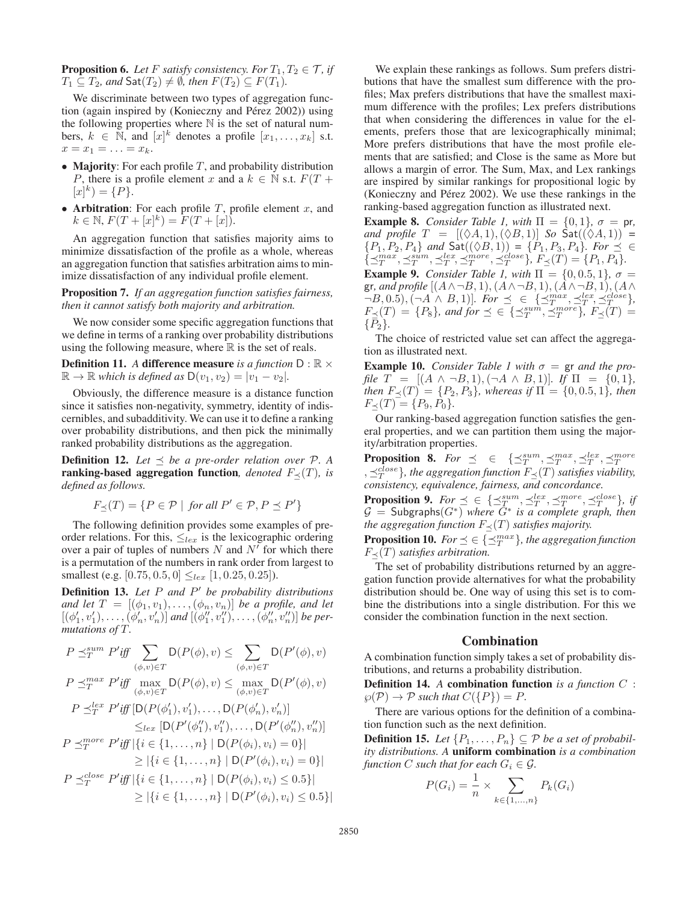**Proposition 6.** *Let $F$ satisfy consistency. For $T_1, T_2 \in \mathcal{T}$, if $T_1 \subseteq T_2$, and $\mathsf{Sat}(T_2) \neq \emptyset$, then $F(T_2) \subseteq F(T_1)$.*

We discriminate between two types of aggregation function (again inspired by (Konieczny and Pérez 2002)) using the following properties where $\mathbb{N}$ is the set of natural numbers, $k \in \mathbb{N}$, and $[x]^k$ denotes a profile $[x_1, \ldots, x_k]$ s.t. $x = x_1 = \ldots = x_k$.

- **Majority**: For each profile $T$, and probability distribution $P$, there is a profile element $x$ and a $k \in \mathbb{N}$ s.t. $F(T + [x]^k) = \{P\}$.
- **Arbitration**: For each profile $T$, profile element $x$, and $k \in \mathbb{N}$, $F(T + [x]^k) = F(T + [x])$.

An aggregation function that satisfies majority aims to minimize dissatisfaction of the profile as a whole, whereas an aggregation function that satisfies arbitration aims to minimize dissatisfaction of any individual profile element.

**Proposition 7.** *If an aggregation function satisfies fairness, then it cannot satisfy both majority and arbitration.*

We now consider some specific aggregation functions that we define in terms of a ranking over probability distributions using the following measure, where $\mathbb{R}$ is the set of reals.

**Definition 11.** *A* **difference measure** *is a function $\mathsf{D} : \mathbb{R} \times \mathbb{R} \to \mathbb{R}$ which is defined as $\mathsf{D}(v_1, v_2) = |v_1 - v_2|$.*

Obviously, the difference measure is a distance function since it satisfies non-negativity, symmetry, identity of indiscernibles, and subadditivity. We can use it to define a ranking over probability distributions, and then pick the minimally ranked probability distributions as the aggregation.

**Definition 12.** *Let $\preceq$ be a pre-order relation over $\mathcal{P}$. A* **ranking-based aggregation function***, denoted $F_{\preceq}(T)$, is defined as follows.*

$$F_{\preceq}(T) = \{P \in \mathcal{P} \mid \text{for all } P' \in \mathcal{P}, P \preceq P'\}$$

The following definition provides some examples of pre-order relations. For this, $\leq_{lex}$ is the lexicographic ordering over a pair of tuples of numbers $N$ and $N'$ for which there is a permutation of the numbers in rank order from largest to smallest (e.g. $[0.75, 0.5, 0] \leq_{lex} [1, 0.25, 0.25]$).

**Definition 13.** *Let $P$ and $P'$ be probability distributions and let $T = [(\phi_1, v_1), \ldots, (\phi_n, v_n)]$ be a profile, and let $[(\phi'_1, v'_1), \ldots, (\phi'_n, v'_n)]$ and $[(\phi''_1, v''_1), \ldots, (\phi''_n, v''_n)]$ be permutations of $T$.*

$$P \preceq^{sum}_T P' \text{ iff } \sum_{(\phi,v) \in T} \mathsf{D}(P(\phi), v) \leq \sum_{(\phi,v) \in T} \mathsf{D}(P'(\phi), v)$$

$$P \preceq^{max}_T P' \text{ iff } \max_{(\phi,v) \in T} \mathsf{D}(P(\phi), v) \leq \max_{(\phi,v) \in T} \mathsf{D}(P'(\phi), v)$$

$$P \preceq^{lex}_T P' \text{ iff } [\mathsf{D}(P(\phi'_1), v'_1), \ldots, \mathsf{D}(P(\phi'_n), v'_n)] \leq_{lex} [\mathsf{D}(P'(\phi''_1), v''_1), \ldots, \mathsf{D}(P'(\phi''_n), v''_n)]$$

$$P \preceq^{more}_T P' \text{ iff } |\{i \in \{1, \ldots, n\} \mid \mathsf{D}(P(\phi_i), v_i) = 0\}| \geq |\{i \in \{1, \ldots, n\} \mid \mathsf{D}(P'(\phi_i), v_i) = 0\}|$$

$$P \preceq^{close}_T P' \text{ iff } |\{i \in \{1, \ldots, n\} \mid \mathsf{D}(P(\phi_i), v_i) \leq 0.5\}| \geq |\{i \in \{1, \ldots, n\} \mid \mathsf{D}(P'(\phi_i), v_i) \leq 0.5\}|$$

We explain these rankings as follows. Sum prefers distributions that have the smallest sum difference with the profiles; Max prefers distributions that have the smallest maximum difference with the profiles; Lex prefers distributions that when considering the differences in value for the elements, prefers those that are lexicographically minimal; More prefers distributions that have the most profile elements that are satisfied; and Close is the same as More but allows a margin of error. The Sum, Max, and Lex rankings are inspired by similar rankings for propositional logic by (Konieczny and Pérez 2002). We use these rankings in the ranking-based aggregation function as illustrated next.

**Example 8.** *Consider Table 1, with $\Pi = \{0, 1\}$, $\sigma = \mathsf{pr}$, and profile $T = [(\Diamond A, 1), (\Diamond B, 1)]$ So $\mathsf{Sat}((\Diamond A, 1)) = \{P_1, P_2, P_4\}$ and $\mathsf{Sat}((\Diamond B, 1)) = \{P_1, P_3, P_4\}$. For $\preceq \in \{\preceq^{max}_T, \preceq^{sum}_T, \preceq^{lex}_T, \preceq^{more}_T, \preceq^{close}_T\}$, $F_{\preceq}(T) = \{P_1, P_4\}$.*

**Example 9.** *Consider Table 1, with $\Pi = \{0, 0.5, 1\}$, $\sigma = \mathsf{gr}$, and profile $[(A \wedge \neg B, 1), (A \wedge \neg B, 1), (A \wedge \neg B, 1), (A \wedge \neg B, 0.5), (\neg A \wedge B, 1)]$. For $\preceq \in \{\preceq^{max}_T, \preceq^{lex}_T, \preceq^{close}_T\}$, $F_{\preceq}(T) = \{P_8\}$, and for $\preceq \in \{\preceq^{sum}_T, \preceq^{more}_T\}$, $F_{\preceq}(T) = \{P_2\}$.*

The choice of restricted value set can affect the aggregation as illustrated next.

**Example 10.** *Consider Table 1 with $\sigma = \mathsf{gr}$ and the profile $T = [(A \wedge \neg B, 1), (\neg A \wedge B, 1)]$. If $\Pi = \{0, 1\}$, then $F_{\preceq}(T) = \{P_2, P_3\}$, whereas if $\Pi = \{0, 0.5, 1\}$, then $F_{\preceq}(T) = \{P_9, P_0\}$.*

Our ranking-based aggregation function satisfies the general properties, and we can partition them using the majority/arbitration properties.

**Proposition 8.** *For $\preceq \in \{\preceq^{sum}_T, \preceq^{max}_T, \preceq^{lex}_T, \preceq^{more}_T, \preceq^{close}_T\}$, the aggregation function $F_{\preceq}(T)$ satisfies viability, consistency, equivalence, fairness, and concordance.*

**Proposition 9.** *For $\preceq \in \{\preceq^{sum}_T, \preceq^{lex}_T, \preceq^{more}_T, \preceq^{close}_T\}$, if $\mathcal{G} = \mathsf{Subgraphs}(G^*)$ where $G^*$ is a complete graph, then the aggregation function $F_{\preceq}(T)$ satisfies majority.*

**Proposition 10.** *For $\preceq \in \{\preceq^{max}_T\}$, the aggregation function $F_{\preceq}(T)$ satisfies arbitration.*

The set of probability distributions returned by an aggregation function provide alternatives for what the probability distribution should be. One way of using this set is to combine the distributions into a single distribution. For this we consider the combination function in the next section.

## Combination

A combination function simply takes a set of probability distributions, and returns a probability distribution.

**Definition 14.** *A* **combination function** *is a function $C : \wp(\mathcal{P}) \to \mathcal{P}$ such that $C(\{P\}) = P$.*

There are various options for the definition of a combination function such as the next definition.

**Definition 15.** *Let $\{P_1, \ldots, P_n\} \subseteq \mathcal{P}$ be a set of probability distributions. A* **uniform combination** *is a combination function $C$ such that for each $G_i \in \mathcal{G}$.*

$$P(G_i) = \frac{1}{n} \times \sum_{k \in \{1, \ldots, n\}} P_k(G_i)$$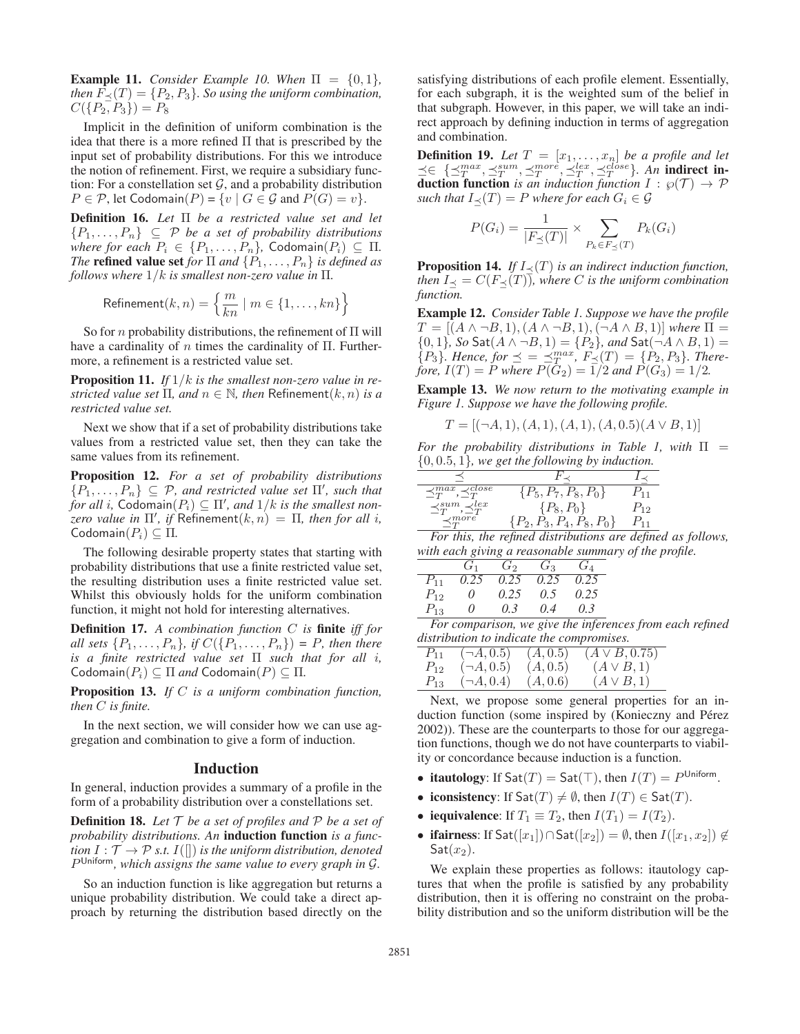**Example 11.** *Consider Example 10. When $\Pi = \{0, 1\}$, then $F_{\preceq}(T) = \{P_2, P_3\}$. So using the uniform combination, $C(\{P_2, P_3\}) = P_8$*

Implicit in the definition of uniform combination is the idea that there is a more refined $\Pi$ that is prescribed by the input set of probability distributions. For this we introduce the notion of refinement. First, we require a subsidiary function: For a constellation set $\mathcal{G}$, and a probability distribution $P \in \mathcal{P}$, let $\mathsf{Codomain}(P) = \{v \mid G \in \mathcal{G} \text{ and } P(G) = v\}$.

**Definition 16.** *Let $\Pi$ be a restricted value set and let $\{P_1, \ldots, P_n\} \subseteq \mathcal{P}$ be a set of probability distributions where for each $P_i \in \{P_1, \ldots, P_n\}$, $\mathsf{Codomain}(P_i) \subseteq \Pi$. The* **refined value set** *for $\Pi$ and $\{P_1, \ldots, P_n\}$ is defined as follows where $1/k$ is smallest non-zero value in $\Pi$.*

$$\mathsf{Refinement}(k, n) = \left\{ \frac{m}{kn} \mid m \in \{1, \ldots, kn\} \right\}$$

So for $n$ probability distributions, the refinement of $\Pi$ will have a cardinality of $n$ times the cardinality of $\Pi$. Furthermore, a refinement is a restricted value set.

**Proposition 11.** *If $1/k$ is the smallest non-zero value in restricted value set $\Pi$, and $n \in \mathbb{N}$, then $\mathsf{Refinement}(k, n)$ is a restricted value set.*

Next we show that if a set of probability distributions take values from a restricted value set, then they can take the same values from its refinement.

**Proposition 12.** *For a set of probability distributions $\{P_1, \ldots, P_n\} \subseteq \mathcal{P}$, and restricted value set $\Pi'$, such that for all $i$, $\mathsf{Codomain}(P_i) \subseteq \Pi'$, and $1/k$ is the smallest non-zero value in $\Pi'$, if $\mathsf{Refinement}(k, n) = \Pi$, then for all $i$, $\mathsf{Codomain}(P_i) \subseteq \Pi$.*

The following desirable property states that starting with probability distributions that use a finite restricted value set, the resulting distribution uses a finite restricted value set. Whilst this obviously holds for the uniform combination function, it might not hold for interesting alternatives.

**Definition 17.** *A combination function $C$ is* **finite** *iff for all sets $\{P_1, \ldots, P_n\}$, if $C(\{P_1, \ldots, P_n\}) = P$, then there is a finite restricted value set $\Pi$ such that for all $i$, $\mathsf{Codomain}(P_i) \subseteq \Pi$ and $\mathsf{Codomain}(P) \subseteq \Pi$.*

**Proposition 13.** *If $C$ is a uniform combination function, then $C$ is finite.*

In the next section, we will consider how we can use aggregation and combination to give a form of induction.

## Induction

In general, induction provides a summary of a profile in the form of a probability distribution over a constellations set.

**Definition 18.** *Let $\mathcal{T}$ be a set of profiles and $\mathcal{P}$ be a set of probability distributions. An* **induction function** *is a function $I : \mathcal{T} \to \mathcal{P}$ s.t. $I([])$ is the uniform distribution, denoted $P^{\mathsf{Uniform}}$, which assigns the same value to every graph in $\mathcal{G}$.*

So an induction function is like aggregation but returns a unique probability distribution. We could take a direct approach by returning the distribution based directly on the satisfying distributions of each profile element. Essentially, for each subgraph, it is the weighted sum of the belief in that subgraph. However, in this paper, we will take an indirect approach by defining induction in terms of aggregation and combination.

**Definition 19.** *Let $T = [x_1, \ldots, x_n]$ be a profile and let $\preceq \in \{\preceq_T^{max}, \preceq_T^{sum}, \preceq_T^{more}, \preceq_T^{lex}, \preceq_T^{close}\}$. An* **indirect induction function** *is an induction function $I : \wp(\mathcal{T}) \to \mathcal{P}$ such that $I_{\preceq}(T) = P$ where for each $G_i \in \mathcal{G}$*

$$P(G_i) = \frac{1}{|F_{\preceq}(T)|} \times \sum_{P_k \in F_{\preceq}(T)} P_k(G_i)$$

**Proposition 14.** *If $I_{\preceq}(T)$ is an indirect induction function, then $I_{\preceq} = C(F_{\preceq}(T))$, where $C$ is the uniform combination function.*

**Example 12.** *Consider Table 1. Suppose we have the profile $T = [(A \wedge \neg B, 1), (A \wedge \neg B, 1), (\neg A \wedge B, 1)]$ where $\Pi = \{0, 1\}$. So $\mathsf{Sat}(A \wedge \neg B, 1) = \{P_2\}$, and $\mathsf{Sat}(\neg A \wedge B, 1) = \{P_3\}$. Hence, for $\preceq = \preceq_T^{max}$, $F_{\preceq}(T) = \{P_2, P_3\}$. Therefore, $I(T) = P$ where $P(G_2) = 1/2$ and $P(G_3) = 1/2$.*

**Example 13.** *We now return to the motivating example in Figure 1. Suppose we have the following profile.*

$$T = [(\neg A, 1), (A, 1), (A, 1), (A, 0.5)(A \vee B, 1)]$$

*For the probability distributions in Table 1, with $\Pi = \{0, 0.5, 1\}$, we get the following by induction.*

| $\preceq$ | $F_{\preceq}$ | $I_{\preceq}$ |
|---|---|---|
| $\preceq_T^{max}, \preceq_T^{close}$ | $\{P_5, P_7, P_8, P_0\}$ | $P_{11}$ |
| $\preceq_T^{sum}, \preceq_T^{lex}$ | $\{P_8, P_0\}$ | $P_{12}$ |
| $\preceq_T^{more}$ | $\{P_2, P_3, P_4, P_8, P_0\}$ | $P_{11}$ |

*For this, the refined distributions are defined as follows, with each giving a reasonable summary of the profile.*

| | $G_1$ | $G_2$ | $G_3$ | $G_4$ |
|---|---|---|---|---|
| $P_{11}$ | 0.25 | 0.25 | 0.25 | 0.25 |
| $P_{12}$ | 0 | 0.25 | 0.5 | 0.25 |
| $P_{13}$ | 0 | 0.3 | 0.4 | 0.3 |

*For comparison, we give the inferences from each refined distribution to indicate the compromises.*

| | | | |
|---|---|---|---|
| $P_{11}$ | $(\neg A, 0.5)$ | $(A, 0.5)$ | $(A \vee B, 0.75)$ |
| $P_{12}$ | $(\neg A, 0.5)$ | $(A, 0.5)$ | $(A \vee B, 1)$ |
| $P_{13}$ | $(\neg A, 0.4)$ | $(A, 0.6)$ | $(A \vee B, 1)$ |

Next, we propose some general properties for an induction function (some inspired by (Konieczny and Pérez 2002)). These are the counterparts to those for our aggregation functions, though we do not have counterparts to viability or concordance because induction is a function.

- **itautology**: If $\mathsf{Sat}(T) = \mathsf{Sat}(\top)$, then $I(T) = P^{\mathsf{Uniform}}$.
- **iconsistency**: If $\mathsf{Sat}(T) \neq \emptyset$, then $I(T) \in \mathsf{Sat}(T)$.
- **iequivalence**: If $T_1 \equiv T_2$, then $I(T_1) = I(T_2)$.
- **ifairness**: If $\mathsf{Sat}([x_1]) \cap \mathsf{Sat}([x_2]) = \emptyset$, then $I([x_1, x_2]) \notin \mathsf{Sat}(x_2)$.

We explain these properties as follows: itautology captures that when the profile is satisfied by any probability distribution, then it is offering no constraint on the probability distribution and so the uniform distribution will be the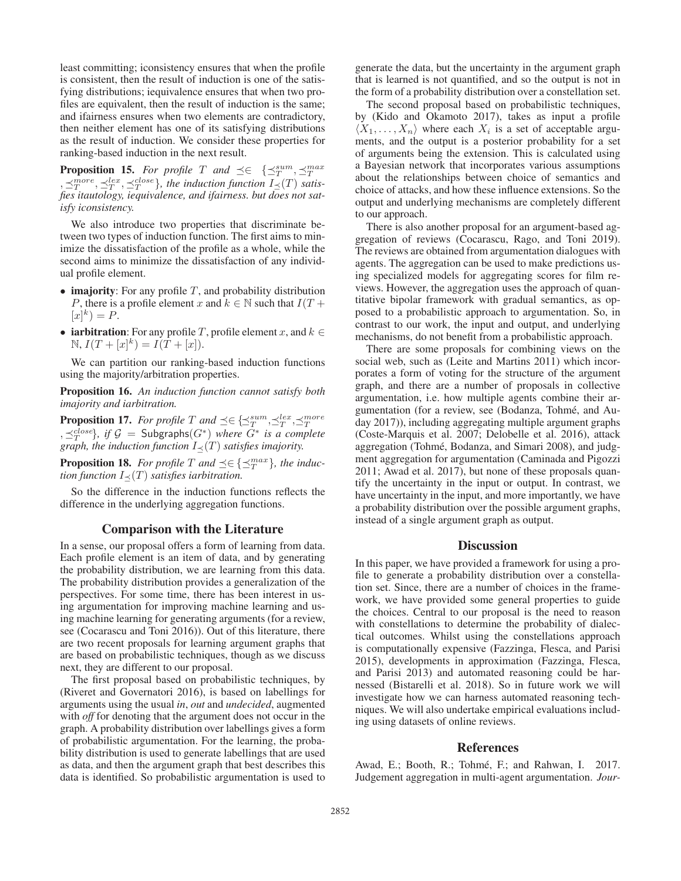least committing; iconsistency ensures that when the profile is consistent, then the result of induction is one of the satisfying distributions; iequivalence ensures that when two profiles are equivalent, then the result of induction is the same; and ifairness ensures when two elements are contradictory, then neither element has one of its satisfying distributions as the result of induction. We consider these properties for ranking-based induction in the next result.

**Proposition 15.** *For profile $T$ and $\preceq \in \{\preceq_T^{sum}, \preceq_T^{max}, \preceq_T^{more}, \preceq_T^{lex}, \preceq_T^{close}\}$, the induction function $I_\preceq(T)$ satisfies itautology, iequivalence, and ifairness. but does not satisfy iconsistency.*

We also introduce two properties that discriminate between two types of induction function. The first aims to minimize the dissatisfaction of the profile as a whole, while the second aims to minimize the dissatisfaction of any individual profile element.

- **imajority**: For any profile $T$, and probability distribution $P$, there is a profile element $x$ and $k \in \mathbb{N}$ such that $I(T + [x]^k) = P$.
- **iarbitration**: For any profile $T$, profile element $x$, and $k \in \mathbb{N}$, $I(T + [x]^k) = I(T + [x])$.

We can partition our ranking-based induction functions using the majority/arbitration properties.

**Proposition 16.** *An induction function cannot satisfy both imajority and iarbitration.*

**Proposition 17.** *For profile $T$ and $\preceq \in \{\preceq_T^{sum}, \preceq_T^{lex}, \preceq_T^{more}, \preceq_T^{close}\}$, if $\mathcal{G} = \mathsf{Subgraphs}(G^*)$ where $G^*$ is a complete graph, the induction function $I_\preceq(T)$ satisfies imajority.*

**Proposition 18.** *For profile $T$ and $\preceq \in \{\preceq_T^{max}\}$, the induction function $I_\preceq(T)$ satisfies iarbitration.*

So the difference in the induction functions reflects the difference in the underlying aggregation functions.

## Comparison with the Literature

In a sense, our proposal offers a form of learning from data. Each profile element is an item of data, and by generating the probability distribution, we are learning from this data. The probability distribution provides a generalization of the perspectives. For some time, there has been interest in using argumentation for improving machine learning and using machine learning for generating arguments (for a review, see (Cocarascu and Toni 2016)). Out of this literature, there are two recent proposals for learning argument graphs that are based on probabilistic techniques, though as we discuss next, they are different to our proposal.

The first proposal based on probabilistic techniques, by (Riveret and Governatori 2016), is based on labellings for arguments using the usual *in*, *out* and *undecided*, augmented with *off* for denoting that the argument does not occur in the graph. A probability distribution over labellings gives a form of probabilistic argumentation. For the learning, the probability distribution is used to generate labellings that are used as data, and then the argument graph that best describes this data is identified. So probabilistic argumentation is used to generate the data, but the uncertainty in the argument graph that is learned is not quantified, and so the output is not in the form of a probability distribution over a constellation set.

The second proposal based on probabilistic techniques, by (Kido and Okamoto 2017), takes as input a profile $\langle X_1, \ldots, X_n \rangle$ where each $X_i$ is a set of acceptable arguments, and the output is a posterior probability for a set of arguments being the extension. This is calculated using a Bayesian network that incorporates various assumptions about the relationships between choice of semantics and choice of attacks, and how these influence extensions. So the output and underlying mechanisms are completely different to our approach.

There is also another proposal for an argument-based aggregation of reviews (Cocarascu, Rago, and Toni 2019). The reviews are obtained from argumentation dialogues with agents. The aggregation can be used to make predictions using specialized models for aggregating scores for film reviews. However, the aggregation uses the approach of quantitative bipolar framework with gradual semantics, as opposed to a probabilistic approach to argumentation. So, in contrast to our work, the input and output, and underlying mechanisms, do not benefit from a probabilistic approach.

There are some proposals for combining views on the social web, such as (Leite and Martins 2011) which incorporates a form of voting for the structure of the argument graph, and there are a number of proposals in collective argumentation, i.e. how multiple agents combine their argumentation (for a review, see (Bodanza, Tohmé, and Auday 2017)), including aggregating multiple argument graphs (Coste-Marquis et al. 2007; Delobelle et al. 2016), attack aggregation (Tohmé, Bodanza, and Simari 2008), and judgment aggregation for argumentation (Caminada and Pigozzi 2011; Awad et al. 2017), but none of these proposals quantify the uncertainty in the input or output. In contrast, we have uncertainty in the input, and more importantly, we have a probability distribution over the possible argument graphs, instead of a single argument graph as output.

## Discussion

In this paper, we have provided a framework for using a profile to generate a probability distribution over a constellation set. Since, there are a number of choices in the framework, we have provided some general properties to guide the choices. Central to our proposal is the need to reason with constellations to determine the probability of dialectical outcomes. Whilst using the constellations approach is computationally expensive (Fazzinga, Flesca, and Parisi 2015), developments in approximation (Fazzinga, Flesca, and Parisi 2013) and automated reasoning could be harnessed (Bistarelli et al. 2018). So in future work we will investigate how we can harness automated reasoning techniques. We will also undertake empirical evaluations including using datasets of online reviews.

## References

Awad, E.; Booth, R.; Tohmé, F.; and Rahwan, I. 2017. Judgement aggregation in multi-agent argumentation. *Jour-*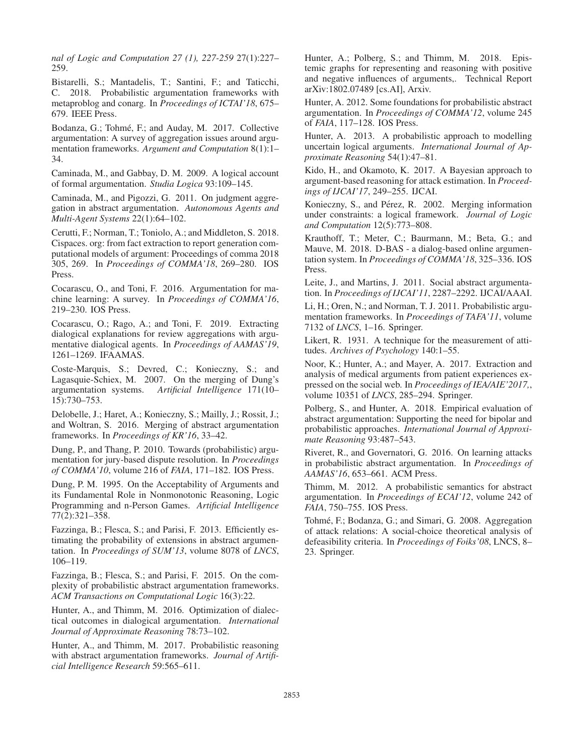*nal of Logic and Computation 27 (1), 227-259* 27(1):227–259.

Bistarelli, S.; Mantadelis, T.; Santini, F.; and Taticchi, C. 2018. Probabilistic argumentation frameworks with metaproblog and conarg. In *Proceedings of ICTAI'18*, 675–679. IEEE Press.

Bodanza, G.; Tohmé, F.; and Auday, M. 2017. Collective argumentation: A survey of aggregation issues around argumentation frameworks. *Argument and Computation* 8(1):1–34.

Caminada, M., and Gabbay, D. M. 2009. A logical account of formal argumentation. *Studia Logica* 93:109–145.

Caminada, M., and Pigozzi, G. 2011. On judgment aggregation in abstract argumentation. *Autonomous Agents and Multi-Agent Systems* 22(1):64–102.

Cerutti, F.; Norman, T.; Toniolo, A.; and Middleton, S. 2018. Cispaces. org: from fact extraction to report generation computational models of argument: Proceedings of comma 2018 305, 269. In *Proceedings of COMMA'18*, 269–280. IOS Press.

Cocarascu, O., and Toni, F. 2016. Argumentation for machine learning: A survey. In *Proceedings of COMMA'16*, 219–230. IOS Press.

Cocarascu, O.; Rago, A.; and Toni, F. 2019. Extracting dialogical explanations for review aggregations with argumentative dialogical agents. In *Proceedings of AAMAS'19*, 1261–1269. IFAAMAS.

Coste-Marquis, S.; Devred, C.; Konieczny, S.; and Lagasquie-Schiex, M. 2007. On the merging of Dung's argumentation systems. *Artificial Intelligence* 171(10–15):730–753.

Delobelle, J.; Haret, A.; Konieczny, S.; Mailly, J.; Rossit, J.; and Woltran, S. 2016. Merging of abstract argumentation frameworks. In *Proceedings of KR'16*, 33–42.

Dung, P., and Thang, P. 2010. Towards (probabilistic) argumentation for jury-based dispute resolution. In *Proceedings of COMMA'10*, volume 216 of *FAIA*, 171–182. IOS Press.

Dung, P. M. 1995. On the Acceptability of Arguments and its Fundamental Role in Nonmonotonic Reasoning, Logic Programming and n-Person Games. *Artificial Intelligence* 77(2):321–358.

Fazzinga, B.; Flesca, S.; and Parisi, F. 2013. Efficiently estimating the probability of extensions in abstract argumentation. In *Proceedings of SUM'13*, volume 8078 of *LNCS*, 106–119.

Fazzinga, B.; Flesca, S.; and Parisi, F. 2015. On the complexity of probabilistic abstract argumentation frameworks. *ACM Transactions on Computational Logic* 16(3):22.

Hunter, A., and Thimm, M. 2016. Optimization of dialectical outcomes in dialogical argumentation. *International Journal of Approximate Reasoning* 78:73–102.

Hunter, A., and Thimm, M. 2017. Probabilistic reasoning with abstract argumentation frameworks. *Journal of Artificial Intelligence Research* 59:565–611.

Hunter, A.; Polberg, S.; and Thimm, M. 2018. Epistemic graphs for representing and reasoning with positive and negative influences of arguments,. Technical Report arXiv:1802.07489 [cs.AI], Arxiv.

Hunter, A. 2012. Some foundations for probabilistic abstract argumentation. In *Proceedings of COMMA'12*, volume 245 of *FAIA*, 117–128. IOS Press.

Hunter, A. 2013. A probabilistic approach to modelling uncertain logical arguments. *International Journal of Approximate Reasoning* 54(1):47–81.

Kido, H., and Okamoto, K. 2017. A Bayesian approach to argument-based reasoning for attack estimation. In *Proceedings of IJCAI'17*, 249–255. IJCAI.

Konieczny, S., and Pérez, R. 2002. Merging information under constraints: a logical framework. *Journal of Logic and Computation* 12(5):773–808.

Krauthoff, T.; Meter, C.; Baurmann, M.; Beta, G.; and Mauve, M. 2018. D-BAS - a dialog-based online argumentation system. In *Proceedings of COMMA'18*, 325–336. IOS Press.

Leite, J., and Martins, J. 2011. Social abstract argumentation. In *Proceedings of IJCAI'11*, 2287–2292. IJCAI/AAAI.

Li, H.; Oren, N.; and Norman, T. J. 2011. Probabilistic argumentation frameworks. In *Proceedings of TAFA'11*, volume 7132 of *LNCS*, 1–16. Springer.

Likert, R. 1931. A technique for the measurement of attitudes. *Archives of Psychology* 140:1–55.

Noor, K.; Hunter, A.; and Mayer, A. 2017. Extraction and analysis of medical arguments from patient experiences expressed on the social web. In *Proceedings of IEA/AIE'2017,*, volume 10351 of *LNCS*, 285–294. Springer.

Polberg, S., and Hunter, A. 2018. Empirical evaluation of abstract argumentation: Supporting the need for bipolar and probabilistic approaches. *International Journal of Approximate Reasoning* 93:487–543.

Riveret, R., and Governatori, G. 2016. On learning attacks in probabilistic abstract argumentation. In *Proceedings of AAMAS'16*, 653–661. ACM Press.

Thimm, M. 2012. A probabilistic semantics for abstract argumentation. In *Proceedings of ECAI'12*, volume 242 of *FAIA*, 750–755. IOS Press.

Tohmé, F.; Bodanza, G.; and Simari, G. 2008. Aggregation of attack relations: A social-choice theoretical analysis of defeasibility criteria. In *Proceedings of Foiks'08*, LNCS, 8–23. Springer.